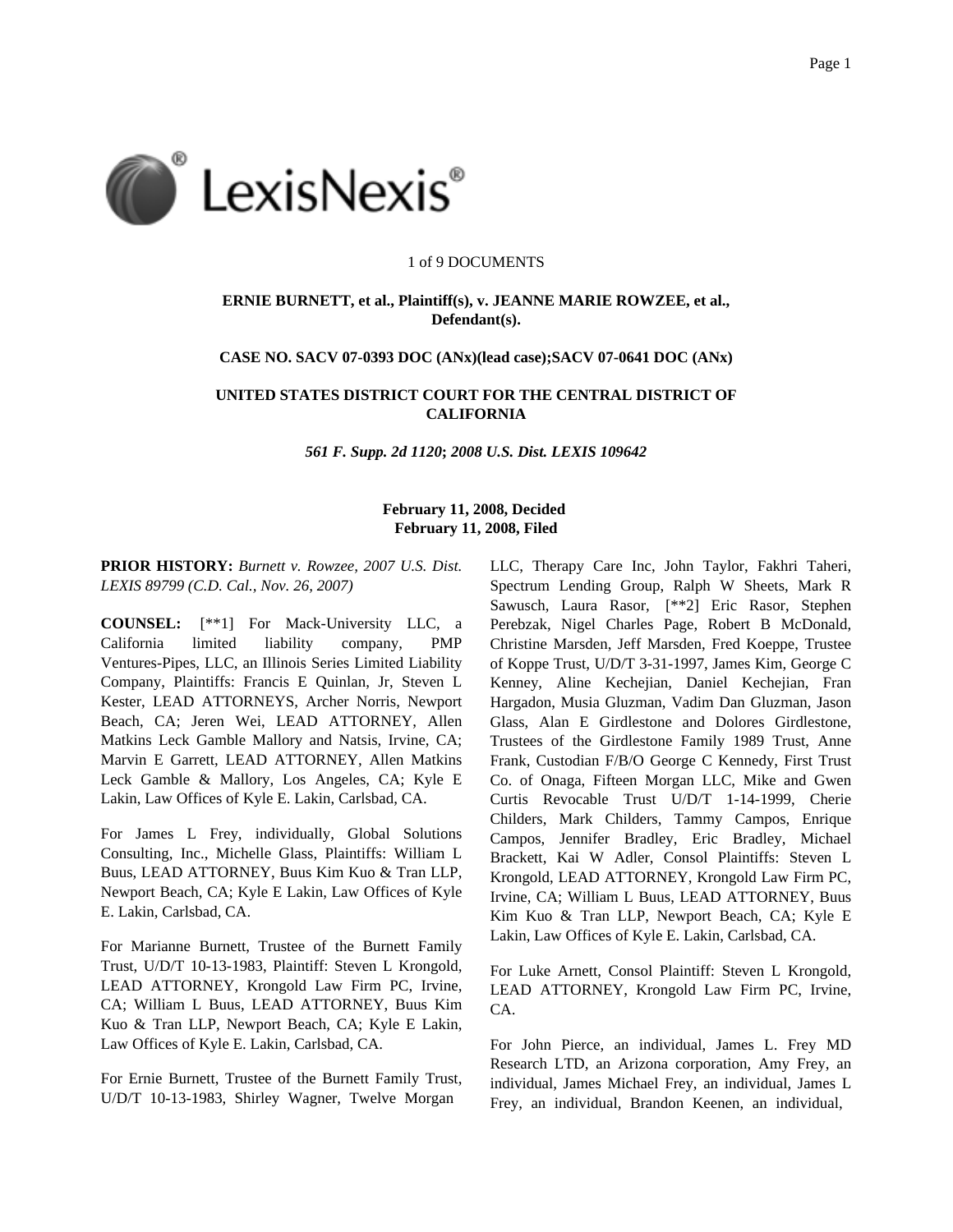1 of 9 DOCUMENTS

**ERNIE BURNETT, et al., Plaintiff(s), v. JEANNE MARIE ROWZEE, et al., Defendant(s).**

**CASE NO. SACV 07-0393 DOC (ANx)(lead case);SACV 07-0641 DOC (ANx)**

**UNITED STATES DISTRICT COURT FOR THE CENTRAL DISTRICT OF CALIFORNIA**

***561 F. Supp. 2d 1120*; *2008 U.S. Dist. LEXIS 109642***

**February 11, 2008, Decided**
**February 11, 2008, Filed**

**PRIOR HISTORY:** *Burnett v. Rowzee, 2007 U.S. Dist. LEXIS 89799 (C.D. Cal., Nov. 26, 2007)*

**COUNSEL:** [**1] For Mack-University LLC, a California limited liability company, PMP Ventures-Pipes, LLC, an Illinois Series Limited Liability Company, Plaintiffs: Francis E Quinlan, Jr, Steven L Kester, LEAD ATTORNEYS, Archer Norris, Newport Beach, CA; Jeren Wei, LEAD ATTORNEY, Allen Matkins Leck Gamble Mallory and Natsis, Irvine, CA; Marvin E Garrett, LEAD ATTORNEY, Allen Matkins Leck Gamble & Mallory, Los Angeles, CA; Kyle E Lakin, Law Offices of Kyle E. Lakin, Carlsbad, CA.

For James L Frey, individually, Global Solutions Consulting, Inc., Michelle Glass, Plaintiffs: William L Buus, LEAD ATTORNEY, Buus Kim Kuo & Tran LLP, Newport Beach, CA; Kyle E Lakin, Law Offices of Kyle E. Lakin, Carlsbad, CA.

For Marianne Burnett, Trustee of the Burnett Family Trust, U/D/T 10-13-1983, Plaintiff: Steven L Krongold, LEAD ATTORNEY, Krongold Law Firm PC, Irvine, CA; William L Buus, LEAD ATTORNEY, Buus Kim Kuo & Tran LLP, Newport Beach, CA; Kyle E Lakin, Law Offices of Kyle E. Lakin, Carlsbad, CA.

For Ernie Burnett, Trustee of the Burnett Family Trust, U/D/T 10-13-1983, Shirley Wagner, Twelve Morgan LLC, Therapy Care Inc, John Taylor, Fakhri Taheri, Spectrum Lending Group, Ralph W Sheets, Mark R Sawusch, Laura Rasor, [**2] Eric Rasor, Stephen Perebzak, Nigel Charles Page, Robert B McDonald, Christine Marsden, Jeff Marsden, Fred Koeppe, Trustee of Koppe Trust, U/D/T 3-31-1997, James Kim, George C Kenney, Aline Kechejian, Daniel Kechejian, Fran Hargadon, Musia Gluzman, Vadim Dan Gluzman, Jason Glass, Alan E Girdlestone and Dolores Girdlestone, Trustees of the Girdlestone Family 1989 Trust, Anne Frank, Custodian F/B/O George C Kennedy, First Trust Co. of Onaga, Fifteen Morgan LLC, Mike and Gwen Curtis Revocable Trust U/D/T 1-14-1999, Cherie Childers, Mark Childers, Tammy Campos, Enrique Campos, Jennifer Bradley, Eric Bradley, Michael Brackett, Kai W Adler, Consol Plaintiffs: Steven L Krongold, LEAD ATTORNEY, Krongold Law Firm PC, Irvine, CA; William L Buus, LEAD ATTORNEY, Buus Kim Kuo & Tran LLP, Newport Beach, CA; Kyle E Lakin, Law Offices of Kyle E. Lakin, Carlsbad, CA.

For Luke Arnett, Consol Plaintiff: Steven L Krongold, LEAD ATTORNEY, Krongold Law Firm PC, Irvine, CA.

For John Pierce, an individual, James L. Frey MD Research LTD, an Arizona corporation, Amy Frey, an individual, James Michael Frey, an individual, James L Frey, an individual, Brandon Keenen, an individual,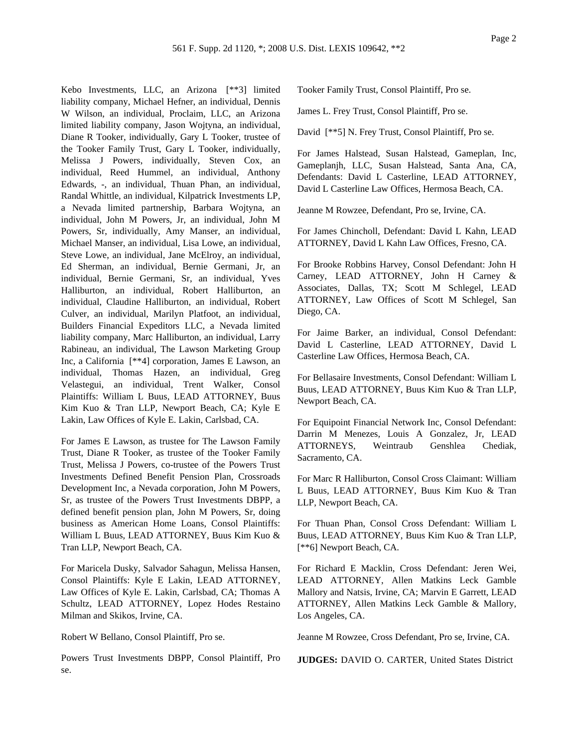Kebo Investments, LLC, an Arizona [**3] limited liability company, Michael Hefner, an individual, Dennis W Wilson, an individual, Proclaim, LLC, an Arizona limited liability company, Jason Wojtyna, an individual, Diane R Tooker, individually, Gary L Tooker, trustee of the Tooker Family Trust, Gary L Tooker, individually, Melissa J Powers, individually, Steven Cox, an individual, Reed Hummel, an individual, Anthony Edwards, -, an individual, Thuan Phan, an individual, Randal Whittle, an individual, Kilpatrick Investments LP, a Nevada limited partnership, Barbara Wojtyna, an individual, John M Powers, Jr, an individual, John M Powers, Sr, individually, Amy Manser, an individual, Michael Manser, an individual, Lisa Lowe, an individual, Steve Lowe, an individual, Jane McElroy, an individual, Ed Sherman, an individual, Bernie Germani, Jr, an individual, Bernie Germani, Sr, an individual, Yves Halliburton, an individual, Robert Halliburton, an individual, Claudine Halliburton, an individual, Robert Culver, an individual, Marilyn Platfoot, an individual, Builders Financial Expeditors LLC, a Nevada limited liability company, Marc Halliburton, an individual, Larry Rabineau, an individual, The Lawson Marketing Group Inc, a California [**4] corporation, James E Lawson, an individual, Thomas Hazen, an individual, Greg Velastegui, an individual, Trent Walker, Consol Plaintiffs: William L Buus, LEAD ATTORNEY, Buus Kim Kuo & Tran LLP, Newport Beach, CA; Kyle E Lakin, Law Offices of Kyle E. Lakin, Carlsbad, CA.

For James E Lawson, as trustee for The Lawson Family Trust, Diane R Tooker, as trustee of the Tooker Family Trust, Melissa J Powers, co-trustee of the Powers Trust Investments Defined Benefit Pension Plan, Crossroads Development Inc, a Nevada corporation, John M Powers, Sr, as trustee of the Powers Trust Investments DBPP, a defined benefit pension plan, John M Powers, Sr, doing business as American Home Loans, Consol Plaintiffs: William L Buus, LEAD ATTORNEY, Buus Kim Kuo & Tran LLP, Newport Beach, CA.

For Maricela Dusky, Salvador Sahagun, Melissa Hansen, Consol Plaintiffs: Kyle E Lakin, LEAD ATTORNEY, Law Offices of Kyle E. Lakin, Carlsbad, CA; Thomas A Schultz, LEAD ATTORNEY, Lopez Hodes Restaino Milman and Skikos, Irvine, CA.

Robert W Bellano, Consol Plaintiff, Pro se.

Powers Trust Investments DBPP, Consol Plaintiff, Pro se.

Tooker Family Trust, Consol Plaintiff, Pro se.

James L. Frey Trust, Consol Plaintiff, Pro se.

David [**5] N. Frey Trust, Consol Plaintiff, Pro se.

For James Halstead, Susan Halstead, Gameplan, Inc, Gameplanjh, LLC, Susan Halstead, Santa Ana, CA, Defendants: David L Casterline, LEAD ATTORNEY, David L Casterline Law Offices, Hermosa Beach, CA.

Jeanne M Rowzee, Defendant, Pro se, Irvine, CA.

For James Chincholl, Defendant: David L Kahn, LEAD ATTORNEY, David L Kahn Law Offices, Fresno, CA.

For Brooke Robbins Harvey, Consol Defendant: John H Carney, LEAD ATTORNEY, John H Carney & Associates, Dallas, TX; Scott M Schlegel, LEAD ATTORNEY, Law Offices of Scott M Schlegel, San Diego, CA.

For Jaime Barker, an individual, Consol Defendant: David L Casterline, LEAD ATTORNEY, David L Casterline Law Offices, Hermosa Beach, CA.

For Bellasaire Investments, Consol Defendant: William L Buus, LEAD ATTORNEY, Buus Kim Kuo & Tran LLP, Newport Beach, CA.

For Equipoint Financial Network Inc, Consol Defendant: Darrin M Menezes, Louis A Gonzalez, Jr, LEAD ATTORNEYS, Weintraub Genshlea Chediak, Sacramento, CA.

For Marc R Halliburton, Consol Cross Claimant: William L Buus, LEAD ATTORNEY, Buus Kim Kuo & Tran LLP, Newport Beach, CA.

For Thuan Phan, Consol Cross Defendant: William L Buus, LEAD ATTORNEY, Buus Kim Kuo & Tran LLP, [**6] Newport Beach, CA.

For Richard E Macklin, Cross Defendant: Jeren Wei, LEAD ATTORNEY, Allen Matkins Leck Gamble Mallory and Natsis, Irvine, CA; Marvin E Garrett, LEAD ATTORNEY, Allen Matkins Leck Gamble & Mallory, Los Angeles, CA.

Jeanne M Rowzee, Cross Defendant, Pro se, Irvine, CA.

**JUDGES:** DAVID O. CARTER, United States District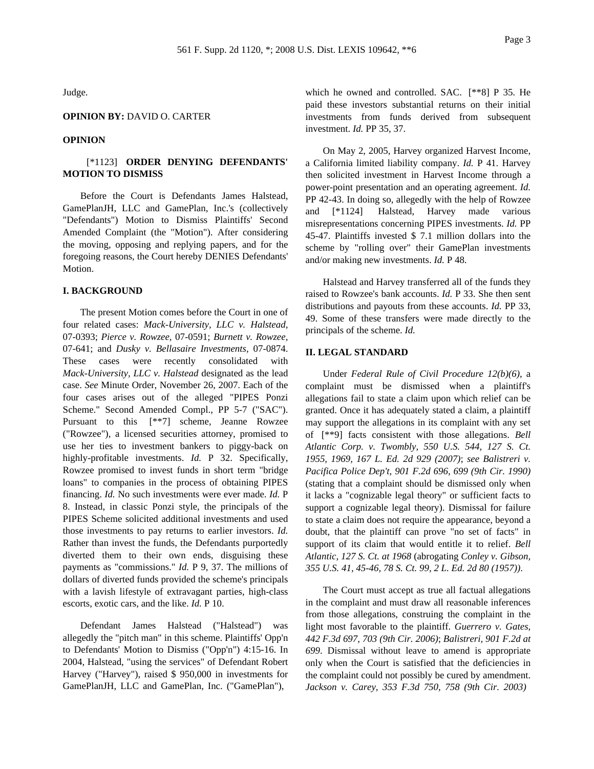Judge.

**OPINION BY:** DAVID O. CARTER

**OPINION**

[*1123] **ORDER DENYING DEFENDANTS' MOTION TO DISMISS**

Before the Court is Defendants James Halstead, GamePlanJH, LLC and GamePlan, Inc.'s (collectively "Defendants") Motion to Dismiss Plaintiffs' Second Amended Complaint (the "Motion"). After considering the moving, opposing and replying papers, and for the foregoing reasons, the Court hereby DENIES Defendants' Motion.

**I. BACKGROUND**

The present Motion comes before the Court in one of four related cases: *Mack-University, LLC v. Halstead*, 07-0393; *Pierce v. Rowzee*, 07-0591; *Burnett v. Rowzee*, 07-641; and *Dusky v. Bellasaire Investments*, 07-0874. These cases were recently consolidated with *Mack-University, LLC v. Halstead* designated as the lead case. *See* Minute Order, November 26, 2007. Each of the four cases arises out of the alleged "PIPES Ponzi Scheme." Second Amended Compl., PP 5-7 ("SAC"). Pursuant to this [**7] scheme, Jeanne Rowzee ("Rowzee"), a licensed securities attorney, promised to use her ties to investment bankers to piggy-back on highly-profitable investments. *Id.* P 32. Specifically, Rowzee promised to invest funds in short term "bridge loans" to companies in the process of obtaining PIPES financing. *Id.* No such investments were ever made. *Id.* P 8. Instead, in classic Ponzi style, the principals of the PIPES Scheme solicited additional investments and used those investments to pay returns to earlier investors. *Id.* Rather than invest the funds, the Defendants purportedly diverted them to their own ends, disguising these payments as "commissions." *Id.* P 9, 37. The millions of dollars of diverted funds provided the scheme's principals with a lavish lifestyle of extravagant parties, high-class escorts, exotic cars, and the like. *Id.* P 10.

Defendant James Halstead ("Halstead") was allegedly the "pitch man" in this scheme. Plaintiffs' Opp'n to Defendants' Motion to Dismiss ("Opp'n") 4:15-16. In 2004, Halstead, "using the services" of Defendant Robert Harvey ("Harvey"), raised $ 950,000 in investments for GamePlanJH, LLC and GamePlan, Inc. ("GamePlan"), which he owned and controlled. SAC. [**8] P 35. He paid these investors substantial returns on their initial investments from funds derived from subsequent investment. *Id.* PP 35, 37.

On May 2, 2005, Harvey organized Harvest Income, a California limited liability company. *Id.* P 41. Harvey then solicited investment in Harvest Income through a power-point presentation and an operating agreement. *Id.* PP 42-43. In doing so, allegedly with the help of Rowzee and [*1124] Halstead, Harvey made various misrepresentations concerning PIPES investments. *Id.* PP 45-47. Plaintiffs invested $ 7.1 million dollars into the scheme by "rolling over" their GamePlan investments and/or making new investments. *Id.* P 48.

Halstead and Harvey transferred all of the funds they raised to Rowzee's bank accounts. *Id.* P 33. She then sent distributions and payouts from these accounts. *Id.* PP 33, 49. Some of these transfers were made directly to the principals of the scheme. *Id.*

**II. LEGAL STANDARD**

Under *Federal Rule of Civil Procedure 12(b)(6)*, a complaint must be dismissed when a plaintiff's allegations fail to state a claim upon which relief can be granted. Once it has adequately stated a claim, a plaintiff may support the allegations in its complaint with any set of [**9] facts consistent with those allegations. *Bell Atlantic Corp. v. Twombly, 550 U.S. 544, 127 S. Ct. 1955, 1969, 167 L. Ed. 2d 929 (2007)*; *see Balistreri v. Pacifica Police Dep't, 901 F.2d 696, 699 (9th Cir. 1990)* (stating that a complaint should be dismissed only when it lacks a "cognizable legal theory" or sufficient facts to support a cognizable legal theory). Dismissal for failure to state a claim does not require the appearance, beyond a doubt, that the plaintiff can prove "no set of facts" in support of its claim that would entitle it to relief. *Bell Atlantic, 127 S. Ct. at 1968* (abrogating *Conley v. Gibson, 355 U.S. 41, 45-46, 78 S. Ct. 99, 2 L. Ed. 2d 80 (1957))*.

The Court must accept as true all factual allegations in the complaint and must draw all reasonable inferences from those allegations, construing the complaint in the light most favorable to the plaintiff. *Guerrero v. Gates, 442 F.3d 697, 703 (9th Cir. 2006)*; *Balistreri, 901 F.2d at 699*. Dismissal without leave to amend is appropriate only when the Court is satisfied that the deficiencies in the complaint could not possibly be cured by amendment. *Jackson v. Carey, 353 F.3d 750, 758 (9th Cir. 2003)*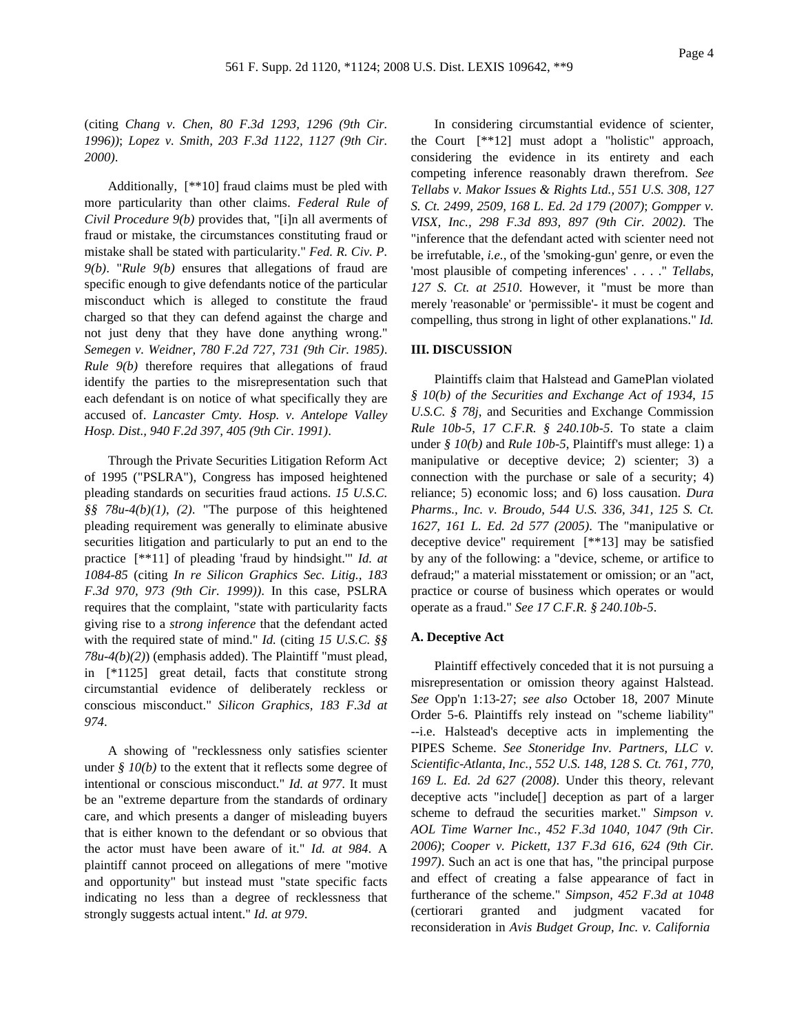(citing *Chang v. Chen, 80 F.3d 1293, 1296 (9th Cir. 1996))*; *Lopez v. Smith, 203 F.3d 1122, 1127 (9th Cir. 2000)*.

Additionally, [**10] fraud claims must be pled with more particularity than other claims. *Federal Rule of Civil Procedure 9(b)* provides that, "[i]n all averments of fraud or mistake, the circumstances constituting fraud or mistake shall be stated with particularity." *Fed. R. Civ. P. 9(b)*. "*Rule 9(b)* ensures that allegations of fraud are specific enough to give defendants notice of the particular misconduct which is alleged to constitute the fraud charged so that they can defend against the charge and not just deny that they have done anything wrong." *Semegen v. Weidner, 780 F.2d 727, 731 (9th Cir. 1985)*. *Rule 9(b)* therefore requires that allegations of fraud identify the parties to the misrepresentation such that each defendant is on notice of what specifically they are accused of. *Lancaster Cmty. Hosp. v. Antelope Valley Hosp. Dist., 940 F.2d 397, 405 (9th Cir. 1991)*.

Through the Private Securities Litigation Reform Act of 1995 ("PSLRA"), Congress has imposed heightened pleading standards on securities fraud actions. *15 U.S.C. §§ 78u-4(b)(1), (2)*. "The purpose of this heightened pleading requirement was generally to eliminate abusive securities litigation and particularly to put an end to the practice [**11] of pleading 'fraud by hindsight.'" *Id. at 1084-85* (citing *In re Silicon Graphics Sec. Litig., 183 F.3d 970, 973 (9th Cir. 1999))*. In this case, PSLRA requires that the complaint, "state with particularity facts giving rise to a *strong inference* that the defendant acted with the required state of mind." *Id.* (citing *15 U.S.C. §§ 78u-4(b)(2)*) (emphasis added). The Plaintiff "must plead, in [*1125] great detail, facts that constitute strong circumstantial evidence of deliberately reckless or conscious misconduct." *Silicon Graphics, 183 F.3d at 974*.

A showing of "recklessness only satisfies scienter under *§ 10(b)* to the extent that it reflects some degree of intentional or conscious misconduct." *Id. at 977*. It must be an "extreme departure from the standards of ordinary care, and which presents a danger of misleading buyers that is either known to the defendant or so obvious that the actor must have been aware of it." *Id. at 984*. A plaintiff cannot proceed on allegations of mere "motive and opportunity" but instead must "state specific facts indicating no less than a degree of recklessness that strongly suggests actual intent." *Id. at 979*.

In considering circumstantial evidence of scienter, the Court [**12] must adopt a "holistic" approach, considering the evidence in its entirety and each competing inference reasonably drawn therefrom. *See Tellabs v. Makor Issues & Rights Ltd., 551 U.S. 308, 127 S. Ct. 2499, 2509, 168 L. Ed. 2d 179 (2007)*; *Gompper v. VISX, Inc., 298 F.3d 893, 897 (9th Cir. 2002)*. The "inference that the defendant acted with scienter need not be irrefutable, *i.e.*, of the 'smoking-gun' genre, or even the 'most plausible of competing inferences' . . . ." *Tellabs, 127 S. Ct. at 2510*. However, it "must be more than merely 'reasonable' or 'permissible'- it must be cogent and compelling, thus strong in light of other explanations." *Id.*

## III. DISCUSSION

Plaintiffs claim that Halstead and GamePlan violated *§ 10(b) of the Securities and Exchange Act of 1934, 15 U.S.C. § 78j*, and Securities and Exchange Commission *Rule 10b-5, 17 C.F.R. § 240.10b-5*. To state a claim under *§ 10(b)* and *Rule 10b-5*, Plaintiff's must allege: 1) a manipulative or deceptive device; 2) scienter; 3) a connection with the purchase or sale of a security; 4) reliance; 5) economic loss; and 6) loss causation. *Dura Pharms., Inc. v. Broudo, 544 U.S. 336, 341, 125 S. Ct. 1627, 161 L. Ed. 2d 577 (2005)*. The "manipulative or deceptive device" requirement [**13] may be satisfied by any of the following: a "device, scheme, or artifice to defraud;" a material misstatement or omission; or an "act, practice or course of business which operates or would operate as a fraud." *See 17 C.F.R. § 240.10b-5*.

### A. Deceptive Act

Plaintiff effectively conceded that it is not pursuing a misrepresentation or omission theory against Halstead. *See* Opp'n 1:13-27; *see also* October 18, 2007 Minute Order 5-6. Plaintiffs rely instead on "scheme liability" --i.e. Halstead's deceptive acts in implementing the PIPES Scheme. *See Stoneridge Inv. Partners, LLC v. Scientific-Atlanta, Inc., 552 U.S. 148, 128 S. Ct. 761, 770, 169 L. Ed. 2d 627 (2008)*. Under this theory, relevant deceptive acts "include[] deception as part of a larger scheme to defraud the securities market." *Simpson v. AOL Time Warner Inc., 452 F.3d 1040, 1047 (9th Cir. 2006)*; *Cooper v. Pickett, 137 F.3d 616, 624 (9th Cir. 1997)*. Such an act is one that has, "the principal purpose and effect of creating a false appearance of fact in furtherance of the scheme." *Simpson, 452 F.3d at 1048* (certiorari granted and judgment vacated for reconsideration in *Avis Budget Group, Inc. v. California*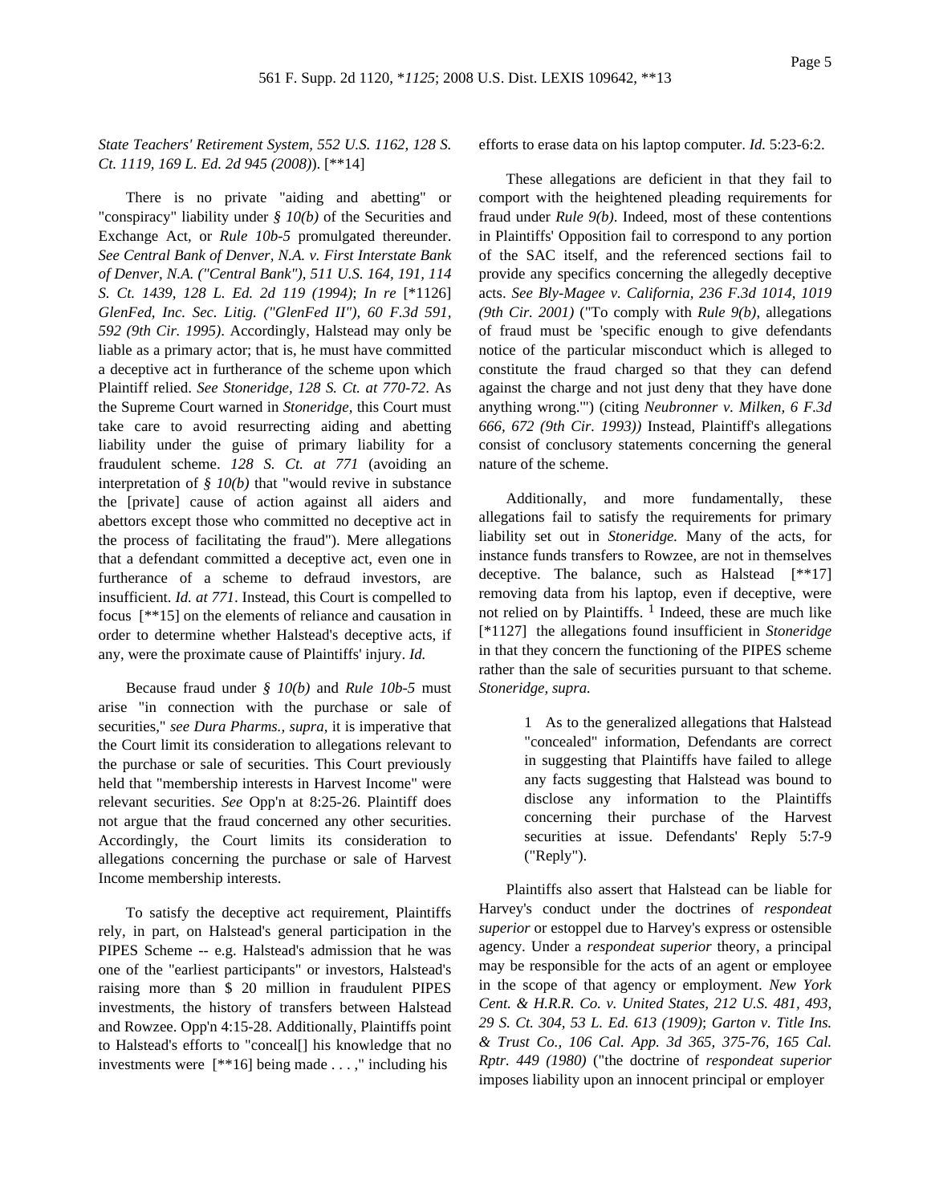*State Teachers' Retirement System, 552 U.S. 1162, 128 S. Ct. 1119, 169 L. Ed. 2d 945 (2008)*). [**14]

There is no private "aiding and abetting" or "conspiracy" liability under *§ 10(b)* of the Securities and Exchange Act, or *Rule 10b-5* promulgated thereunder. *See Central Bank of Denver, N.A. ("Central Bank") v. First Interstate Bank of Denver, N.A. ("Central Bank"), 511 U.S. 164, 191, 114 S. Ct. 1439, 128 L. Ed. 2d 119 (1994)*; *In re* [*1126] *GlenFed, Inc. Sec. Litig. ("GlenFed II"), 60 F.3d 591, 592 (9th Cir. 1995)*. Accordingly, Halstead may only be liable as a primary actor; that is, he must have committed a deceptive act in furtherance of the scheme upon which Plaintiff relied. *See Stoneridge, 128 S. Ct. at 770-72*. As the Supreme Court warned in *Stoneridge*, this Court must take care to avoid resurrecting aiding and abetting liability under the guise of primary liability for a fraudulent scheme. *128 S. Ct. at 771* (avoiding an interpretation of *§ 10(b)* that "would revive in substance the [private] cause of action against all aiders and abettors except those who committed no deceptive act in the process of facilitating the fraud"). Mere allegations that a defendant committed a deceptive act, even one in furtherance of a scheme to defraud investors, are insufficient. *Id. at 771*. Instead, this Court is compelled to focus [**15] on the elements of reliance and causation in order to determine whether Halstead's deceptive acts, if any, were the proximate cause of Plaintiffs' injury. *Id.*

Because fraud under *§ 10(b)* and *Rule 10b-5* must arise "in connection with the purchase or sale of securities," *see Dura Pharms., supra*, it is imperative that the Court limit its consideration to allegations relevant to the purchase or sale of securities. This Court previously held that "membership interests in Harvest Income" were relevant securities. *See* Opp'n at 8:25-26. Plaintiff does not argue that the fraud concerned any other securities. Accordingly, the Court limits its consideration to allegations concerning the purchase or sale of Harvest Income membership interests.

To satisfy the deceptive act requirement, Plaintiffs rely, in part, on Halstead's general participation in the PIPES Scheme -- e.g. Halstead's admission that he was one of the "earliest participants" or investors, Halstead's raising more than $ 20 million in fraudulent PIPES investments, the history of transfers between Halstead and Rowzee. Opp'n 4:15-28. Additionally, Plaintiffs point to Halstead's efforts to "conceal[] his knowledge that no investments were [**16] being made . . . ," including his efforts to erase data on his laptop computer. *Id.* 5:23-6:2.

These allegations are deficient in that they fail to comport with the heightened pleading requirements for fraud under *Rule 9(b)*. Indeed, most of these contentions in Plaintiffs' Opposition fail to correspond to any portion of the SAC itself, and the referenced sections fail to provide any specifics concerning the allegedly deceptive acts. *See Bly-Magee v. California, 236 F.3d 1014, 1019 (9th Cir. 2001)* ("To comply with *Rule 9(b)*, allegations of fraud must be 'specific enough to give defendants notice of the particular misconduct which is alleged to constitute the fraud charged so that they can defend against the charge and not just deny that they have done anything wrong.'") (citing *Neubronner v. Milken, 6 F.3d 666, 672 (9th Cir. 1993))* Instead, Plaintiff's allegations consist of conclusory statements concerning the general nature of the scheme.

Additionally, and more fundamentally, these allegations fail to satisfy the requirements for primary liability set out in *Stoneridge.* Many of the acts, for instance funds transfers to Rowzee, are not in themselves deceptive. The balance, such as Halstead [**17] removing data from his laptop, even if deceptive, were not relied on by Plaintiffs. [1] Indeed, these are much like [*1127] the allegations found insufficient in *Stoneridge* in that they concern the functioning of the PIPES scheme rather than the sale of securities pursuant to that scheme. *Stoneridge, supra.*

> 1 As to the generalized allegations that Halstead "concealed" information, Defendants are correct in suggesting that Plaintiffs have failed to allege any facts suggesting that Halstead was bound to disclose any information to the Plaintiffs concerning their purchase of the Harvest securities at issue. Defendants' Reply 5:7-9 ("Reply").

Plaintiffs also assert that Halstead can be liable for Harvey's conduct under the doctrines of *respondeat superior* or estoppel due to Harvey's express or ostensible agency. Under a *respondeat superior* theory, a principal may be responsible for the acts of an agent or employee in the scope of that agency or employment. *New York Cent. & H.R.R. Co. v. United States, 212 U.S. 481, 493, 29 S. Ct. 304, 53 L. Ed. 613 (1909)*; *Garton v. Title Ins. & Trust Co., 106 Cal. App. 3d 365, 375-76, 165 Cal. Rptr. 449 (1980)* ("the doctrine of *respondeat superior* imposes liability upon an innocent principal or employer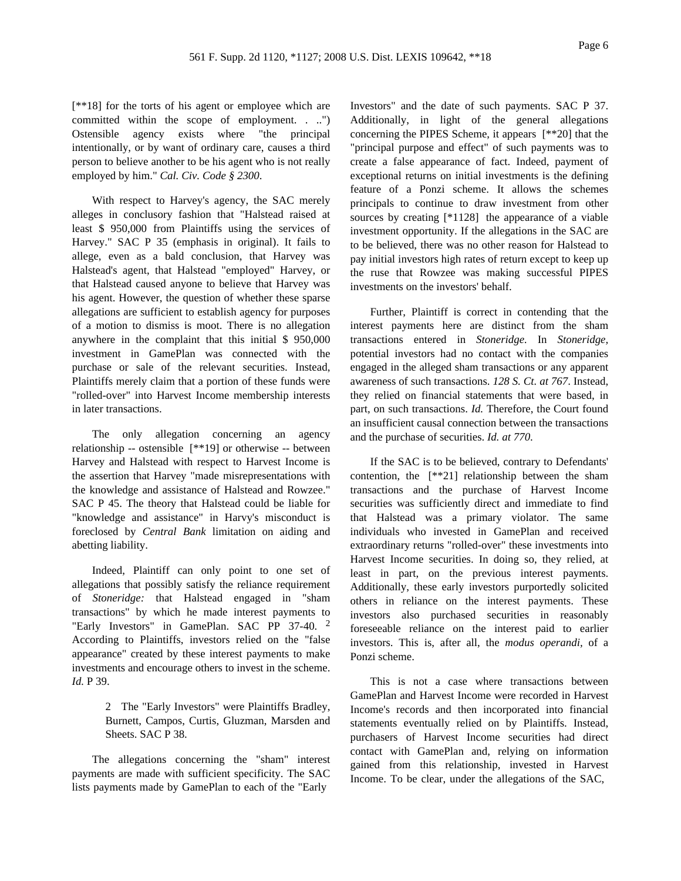[**18] for the torts of his agent or employee which are committed within the scope of employment. . ..") Ostensible agency exists where "the principal intentionally, or by want of ordinary care, causes a third person to believe another to be his agent who is not really employed by him." *Cal. Civ. Code § 2300*.

With respect to Harvey's agency, the SAC merely alleges in conclusory fashion that "Halstead raised at least $ 950,000 from Plaintiffs using the services of Harvey." SAC P 35 (emphasis in original). It fails to allege, even as a bald conclusion, that Harvey was Halstead's agent, that Halstead "employed" Harvey, or that Halstead caused anyone to believe that Harvey was his agent. However, the question of whether these sparse allegations are sufficient to establish agency for purposes of a motion to dismiss is moot. There is no allegation anywhere in the complaint that this initial $ 950,000 investment in GamePlan was connected with the purchase or sale of the relevant securities. Instead, Plaintiffs merely claim that a portion of these funds were "rolled-over" into Harvest Income membership interests in later transactions.

The only allegation concerning an agency relationship -- ostensible [**19] or otherwise -- between Harvey and Halstead with respect to Harvest Income is the assertion that Harvey "made misrepresentations with the knowledge and assistance of Halstead and Rowzee." SAC P 45. The theory that Halstead could be liable for "knowledge and assistance" in Harvy's misconduct is foreclosed by *Central Bank* limitation on aiding and abetting liability.

Indeed, Plaintiff can only point to one set of allegations that possibly satisfy the reliance requirement of *Stoneridge:* that Halstead engaged in "sham transactions" by which he made interest payments to "Early Investors" in GamePlan. SAC PP 37-40. [2] According to Plaintiffs, investors relied on the "false appearance" created by these interest payments to make investments and encourage others to invest in the scheme. *Id.* P 39.

> 2 The "Early Investors" were Plaintiffs Bradley, Burnett, Campos, Curtis, Gluzman, Marsden and Sheets. SAC P 38.

The allegations concerning the "sham" interest payments are made with sufficient specificity. The SAC lists payments made by GamePlan to each of the "Early Investors" and the date of such payments. SAC P 37. Additionally, in light of the general allegations concerning the PIPES Scheme, it appears [**20] that the "principal purpose and effect" of such payments was to create a false appearance of fact. Indeed, payment of exceptional returns on initial investments is the defining feature of a Ponzi scheme. It allows the schemes principals to continue to draw investment from other sources by creating [*1128] the appearance of a viable investment opportunity. If the allegations in the SAC are to be believed, there was no other reason for Halstead to pay initial investors high rates of return except to keep up the ruse that Rowzee was making successful PIPES investments on the investors' behalf.

Further, Plaintiff is correct in contending that the interest payments here are distinct from the sham transactions entered in *Stoneridge.* In *Stoneridge,* potential investors had no contact with the companies engaged in the alleged sham transactions or any apparent awareness of such transactions. *128 S. Ct. at 767*. Instead, they relied on financial statements that were based, in part, on such transactions. *Id.* Therefore, the Court found an insufficient causal connection between the transactions and the purchase of securities. *Id. at 770.*

If the SAC is to be believed, contrary to Defendants' contention, the [**21] relationship between the sham transactions and the purchase of Harvest Income securities was sufficiently direct and immediate to find that Halstead was a primary violator. The same individuals who invested in GamePlan and received extraordinary returns "rolled-over" these investments into Harvest Income securities. In doing so, they relied, at least in part, on the previous interest payments. Additionally, these early investors purportedly solicited others in reliance on the interest payments. These investors also purchased securities in reasonably foreseeable reliance on the interest paid to earlier investors. This is, after all, the *modus operandi,* of a Ponzi scheme.

This is not a case where transactions between GamePlan and Harvest Income were recorded in Harvest Income's records and then incorporated into financial statements eventually relied on by Plaintiffs. Instead, purchasers of Harvest Income securities had direct contact with GamePlan and, relying on information gained from this relationship, invested in Harvest Income. To be clear, under the allegations of the SAC,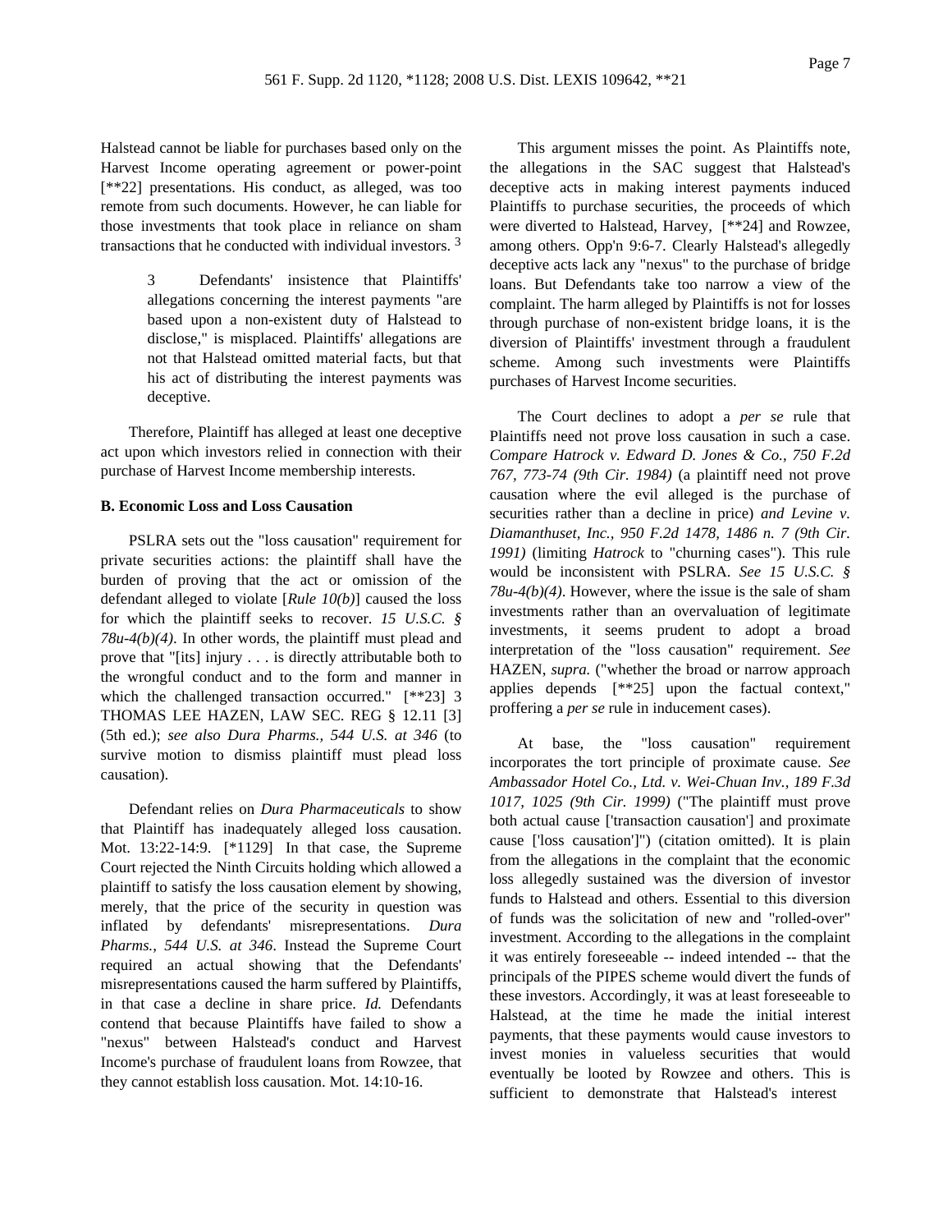Halstead cannot be liable for purchases based only on the Harvest Income operating agreement or power-point [**22] presentations. His conduct, as alleged, was too remote from such documents. However, he can liable for those investments that took place in reliance on sham transactions that he conducted with individual investors. [3]

> 3 Defendants' insistence that Plaintiffs' allegations concerning the interest payments "are based upon a non-existent duty of Halstead to disclose," is misplaced. Plaintiffs' allegations are not that Halstead omitted material facts, but that his act of distributing the interest payments was deceptive.

Therefore, Plaintiff has alleged at least one deceptive act upon which investors relied in connection with their purchase of Harvest Income membership interests.

**B. Economic Loss and Loss Causation**

PSLRA sets out the "loss causation" requirement for private securities actions: the plaintiff shall have the burden of proving that the act or omission of the defendant alleged to violate [*Rule 10(b)*] caused the loss for which the plaintiff seeks to recover. *15 U.S.C. § 78u-4(b)(4)*. In other words, the plaintiff must plead and prove that "[its] injury . . . is directly attributable both to the wrongful conduct and to the form and manner in which the challenged transaction occurred." [**23] 3 THOMAS LEE HAZEN, LAW SEC. REG § 12.11 [3] (5th ed.); *see also Dura Pharms., 544 U.S. at 346* (to survive motion to dismiss plaintiff must plead loss causation).

Defendant relies on *Dura Pharmaceuticals* to show that Plaintiff has inadequately alleged loss causation. Mot. 13:22-14:9. [*1129] In that case, the Supreme Court rejected the Ninth Circuits holding which allowed a plaintiff to satisfy the loss causation element by showing, merely, that the price of the security in question was inflated by defendants' misrepresentations. *Dura Pharms., 544 U.S. at 346*. Instead the Supreme Court required an actual showing that the Defendants' misrepresentations caused the harm suffered by Plaintiffs, in that case a decline in share price. *Id.* Defendants contend that because Plaintiffs have failed to show a "nexus" between Halstead's conduct and Harvest Income's purchase of fraudulent loans from Rowzee, that they cannot establish loss causation. Mot. 14:10-16.

This argument misses the point. As Plaintiffs note, the allegations in the SAC suggest that Halstead's deceptive acts in making interest payments induced Plaintiffs to purchase securities, the proceeds of which were diverted to Halstead, Harvey, [**24] and Rowzee, among others. Opp'n 9:6-7. Clearly Halstead's allegedly deceptive acts lack any "nexus" to the purchase of bridge loans. But Defendants take too narrow a view of the complaint. The harm alleged by Plaintiffs is not for losses through purchase of non-existent bridge loans, it is the diversion of Plaintiffs' investment through a fraudulent scheme. Among such investments were Plaintiffs purchases of Harvest Income securities.

The Court declines to adopt a *per se* rule that Plaintiffs need not prove loss causation in such a case. *Compare Hatrock v. Edward D. Jones & Co., 750 F.2d 767, 773-74 (9th Cir. 1984)* (a plaintiff need not prove causation where the evil alleged is the purchase of securities rather than a decline in price) *and Levine v. Diamanthuset, Inc., 950 F.2d 1478, 1486 n. 7 (9th Cir. 1991)* (limiting *Hatrock* to "churning cases"). This rule would be inconsistent with PSLRA. *See 15 U.S.C. § 78u-4(b)(4)*. However, where the issue is the sale of sham investments rather than an overvaluation of legitimate investments, it seems prudent to adopt a broad interpretation of the "loss causation" requirement. *See* HAZEN, *supra.* ("whether the broad or narrow approach applies depends [**25] upon the factual context," proffering a *per se* rule in inducement cases).

At base, the "loss causation" requirement incorporates the tort principle of proximate cause. *See Ambassador Hotel Co., Ltd. v. Wei-Chuan Inv., 189 F.3d 1017, 1025 (9th Cir. 1999)* ("The plaintiff must prove both actual cause ['transaction causation'] and proximate cause ['loss causation']") (citation omitted). It is plain from the allegations in the complaint that the economic loss allegedly sustained was the diversion of investor funds to Halstead and others. Essential to this diversion of funds was the solicitation of new and "rolled-over" investment. According to the allegations in the complaint it was entirely foreseeable -- indeed intended -- that the principals of the PIPES scheme would divert the funds of these investors. Accordingly, it was at least foreseeable to Halstead, at the time he made the initial interest payments, that these payments would cause investors to invest monies in valueless securities that would eventually be looted by Rowzee and others. This is sufficient to demonstrate that Halstead's interest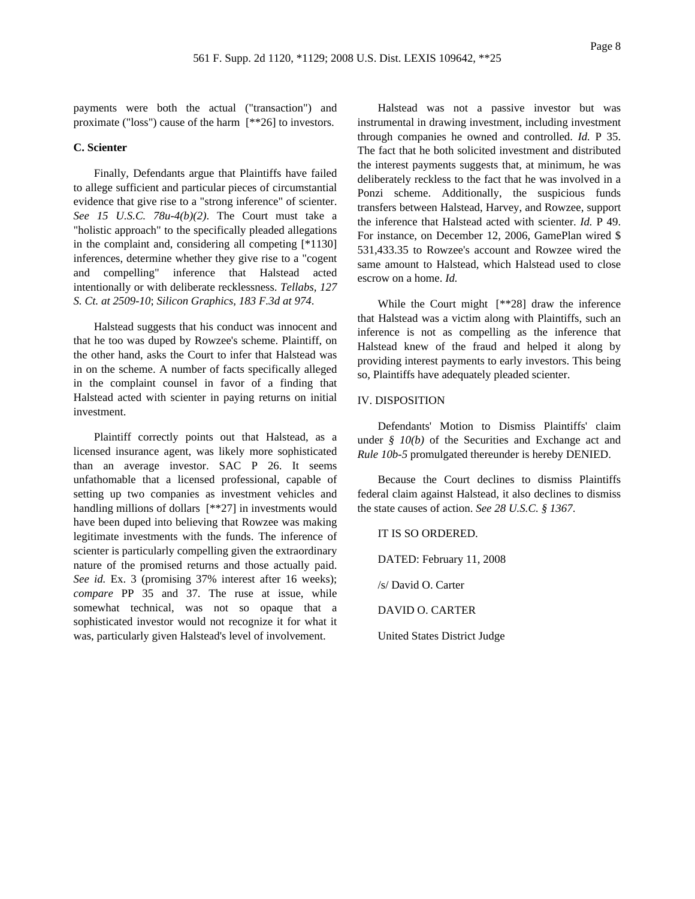payments were both the actual ("transaction") and proximate ("loss") cause of the harm [**26] to investors.

**C. Scienter**

Finally, Defendants argue that Plaintiffs have failed to allege sufficient and particular pieces of circumstantial evidence that give rise to a "strong inference" of scienter. *See 15 U.S.C. 78u-4(b)(2)*. The Court must take a "holistic approach" to the specifically pleaded allegations in the complaint and, considering all competing [*1130] inferences, determine whether they give rise to a "cogent and compelling" inference that Halstead acted intentionally or with deliberate recklessness. *Tellabs, 127 S. Ct. at 2509-10*; *Silicon Graphics, 183 F.3d at 974*.

Halstead suggests that his conduct was innocent and that he too was duped by Rowzee's scheme. Plaintiff, on the other hand, asks the Court to infer that Halstead was in on the scheme. A number of facts specifically alleged in the complaint counsel in favor of a finding that Halstead acted with scienter in paying returns on initial investment.

Plaintiff correctly points out that Halstead, as a licensed insurance agent, was likely more sophisticated than an average investor. SAC P 26. It seems unfathomable that a licensed professional, capable of setting up two companies as investment vehicles and handling millions of dollars [**27] in investments would have been duped into believing that Rowzee was making legitimate investments with the funds. The inference of scienter is particularly compelling given the extraordinary nature of the promised returns and those actually paid. *See id.* Ex. 3 (promising 37% interest after 16 weeks); *compare* PP 35 and 37. The ruse at issue, while somewhat technical, was not so opaque that a sophisticated investor would not recognize it for what it was, particularly given Halstead's level of involvement.

Halstead was not a passive investor but was instrumental in drawing investment, including investment through companies he owned and controlled. *Id.* P 35. The fact that he both solicited investment and distributed the interest payments suggests that, at minimum, he was deliberately reckless to the fact that he was involved in a Ponzi scheme. Additionally, the suspicious funds transfers between Halstead, Harvey, and Rowzee, support the inference that Halstead acted with scienter. *Id.* P 49. For instance, on December 12, 2006, GamePlan wired $ 531,433.35 to Rowzee's account and Rowzee wired the same amount to Halstead, which Halstead used to close escrow on a home. *Id.*

While the Court might [**28] draw the inference that Halstead was a victim along with Plaintiffs, such an inference is not as compelling as the inference that Halstead knew of the fraud and helped it along by providing interest payments to early investors. This being so, Plaintiffs have adequately pleaded scienter.

IV. DISPOSITION

Defendants' Motion to Dismiss Plaintiffs' claim under *§ 10(b)* of the Securities and Exchange act and *Rule 10b-5* promulgated thereunder is hereby DENIED.

Because the Court declines to dismiss Plaintiffs federal claim against Halstead, it also declines to dismiss the state causes of action. *See 28 U.S.C. § 1367*.

IT IS SO ORDERED.

DATED: February 11, 2008

/s/ David O. Carter

DAVID O. CARTER

United States District Judge